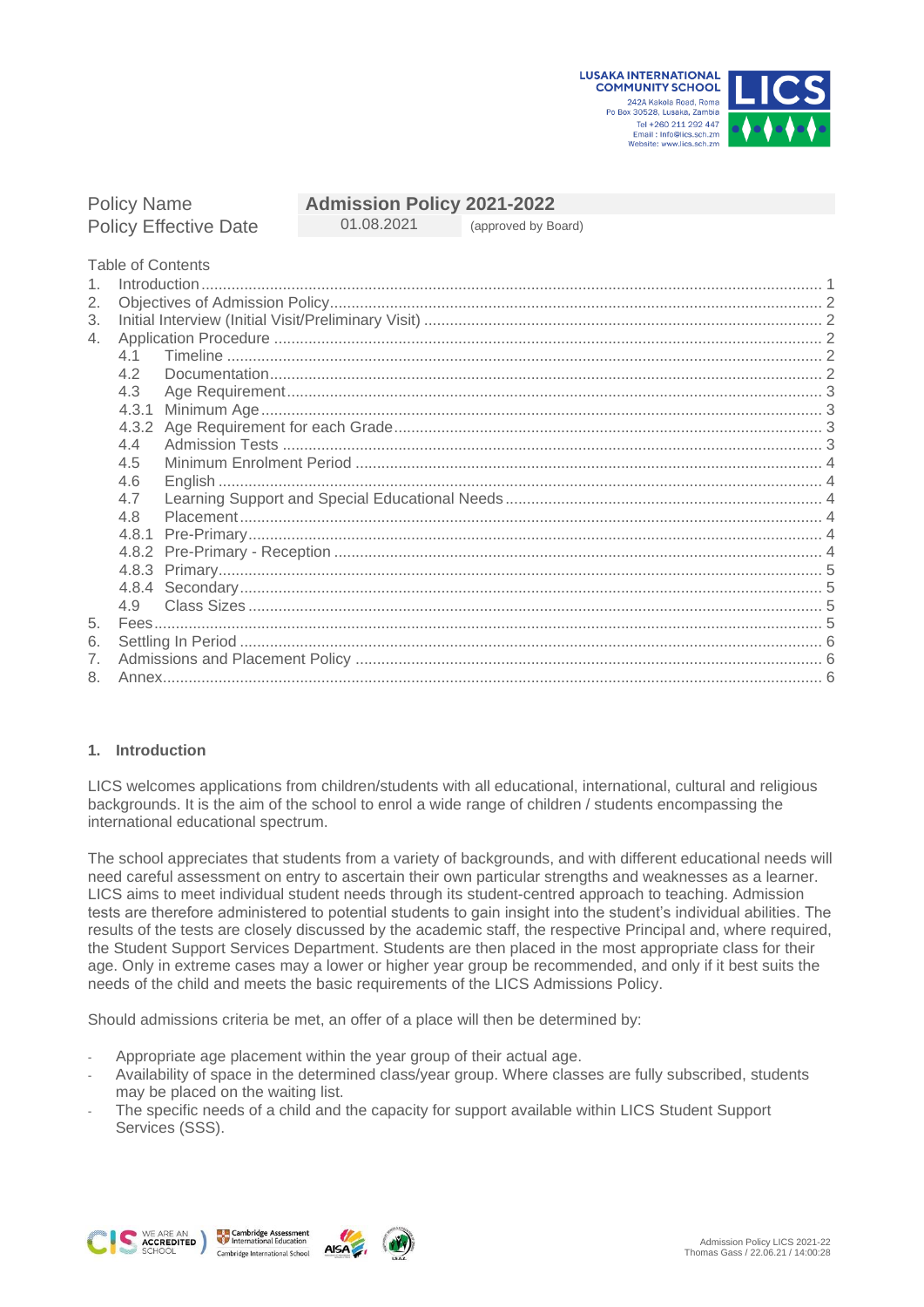| Policy Name | Admission Policy 2021-2022 | |
|---|---|---|
| Policy Effective Date | 01.08.2021 | (approved by Board) |

Table of Contents

1. Introduction ... 1
2. Objectives of Admission Policy ... 2
3. Initial Interview (Initial Visit/Preliminary Visit) ... 2
4. Application Procedure ... 2
   - 4.1 Timeline ... 2
   - 4.2 Documentation ... 2
   - 4.3 Age Requirement ... 3
   - 4.3.1 Minimum Age ... 3
   - 4.3.2 Age Requirement for each Grade ... 3
   - 4.4 Admission Tests ... 3
   - 4.5 Minimum Enrolment Period ... 4
   - 4.6 English ... 4
   - 4.7 Learning Support and Special Educational Needs ... 4
   - 4.8 Placement ... 4
   - 4.8.1 Pre-Primary ... 4
   - 4.8.2 Pre-Primary - Reception ... 4
   - 4.8.3 Primary ... 5
   - 4.8.4 Secondary ... 5
   - 4.9 Class Sizes ... 5
5. Fees ... 5
6. Settling In Period ... 6
7. Admissions and Placement Policy ... 6
8. Annex ... 6

## 1. Introduction

LICS welcomes applications from children/students with all educational, international, cultural and religious backgrounds. It is the aim of the school to enrol a wide range of children / students encompassing the international educational spectrum.

The school appreciates that students from a variety of backgrounds, and with different educational needs will need careful assessment on entry to ascertain their own particular strengths and weaknesses as a learner. LICS aims to meet individual student needs through its student-centred approach to teaching. Admission tests are therefore administered to potential students to gain insight into the student's individual abilities. The results of the tests are closely discussed by the academic staff, the respective Principal and, where required, the Student Support Services Department. Students are then placed in the most appropriate class for their age. Only in extreme cases may a lower or higher year group be recommended, and only if it best suits the needs of the child and meets the basic requirements of the LICS Admissions Policy.

Should admissions criteria be met, an offer of a place will then be determined by:

- Appropriate age placement within the year group of their actual age.
- Availability of space in the determined class/year group. Where classes are fully subscribed, students may be placed on the waiting list.
- The specific needs of a child and the capacity for support available within LICS Student Support Services (SSS).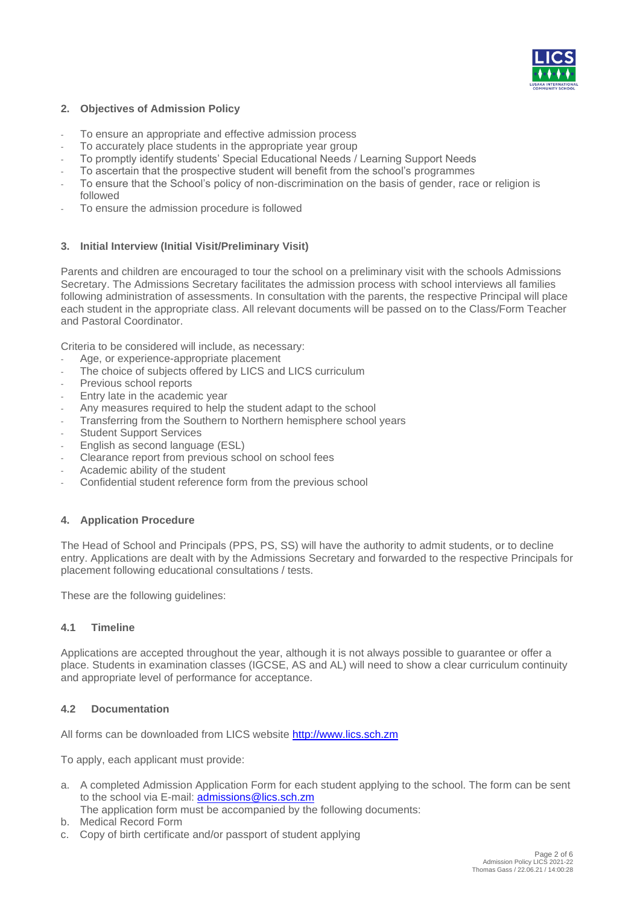## 2. Objectives of Admission Policy

- To ensure an appropriate and effective admission process
- To accurately place students in the appropriate year group
- To promptly identify students' Special Educational Needs / Learning Support Needs
- To ascertain that the prospective student will benefit from the school's programmes
- To ensure that the School's policy of non-discrimination on the basis of gender, race or religion is followed
- To ensure the admission procedure is followed

## 3. Initial Interview (Initial Visit/Preliminary Visit)

Parents and children are encouraged to tour the school on a preliminary visit with the schools Admissions Secretary. The Admissions Secretary facilitates the admission process with school interviews all families following administration of assessments. In consultation with the parents, the respective Principal will place each student in the appropriate class. All relevant documents will be passed on to the Class/Form Teacher and Pastoral Coordinator.

Criteria to be considered will include, as necessary:

- Age, or experience-appropriate placement
- The choice of subjects offered by LICS and LICS curriculum
- Previous school reports
- Entry late in the academic year
- Any measures required to help the student adapt to the school
- Transferring from the Southern to Northern hemisphere school years
- Student Support Services
- English as second language (ESL)
- Clearance report from previous school on school fees
- Academic ability of the student
- Confidential student reference form from the previous school

## 4. Application Procedure

The Head of School and Principals (PPS, PS, SS) will have the authority to admit students, or to decline entry. Applications are dealt with by the Admissions Secretary and forwarded to the respective Principals for placement following educational consultations / tests.

These are the following guidelines:

### 4.1 Timeline

Applications are accepted throughout the year, although it is not always possible to guarantee or offer a place. Students in examination classes (IGCSE, AS and AL) will need to show a clear curriculum continuity and appropriate level of performance for acceptance.

### 4.2 Documentation

All forms can be downloaded from LICS website [http://www.lics.sch.zm](http://www.lics.sch.zm)

To apply, each applicant must provide:

a. A completed Admission Application Form for each student applying to the school. The form can be sent to the school via E-mail: [admissions@lics.sch.zm](mailto:admissions@lics.sch.zm)
   The application form must be accompanied by the following documents:
b. Medical Record Form
c. Copy of birth certificate and/or passport of student applying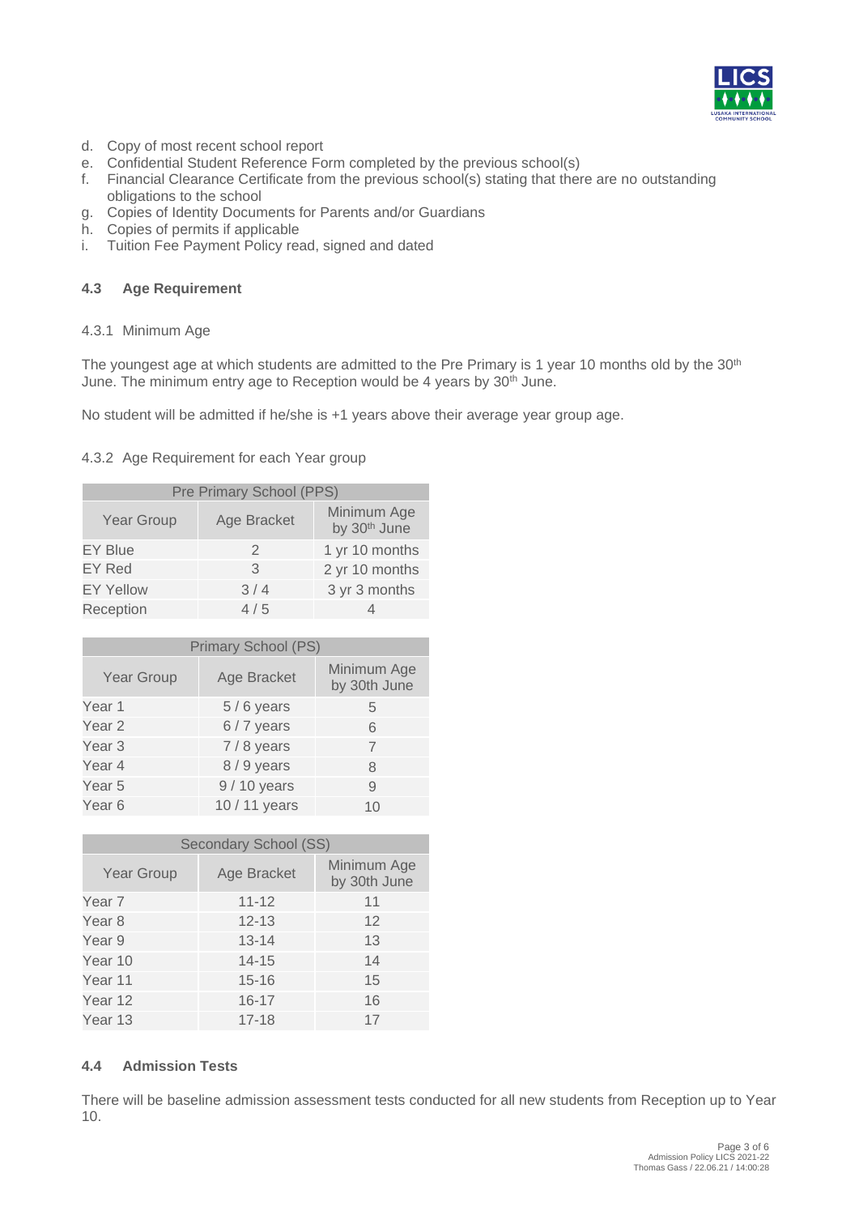d. Copy of most recent school report
e. Confidential Student Reference Form completed by the previous school(s)
f. Financial Clearance Certificate from the previous school(s) stating that there are no outstanding obligations to the school
g. Copies of Identity Documents for Parents and/or Guardians
h. Copies of permits if applicable
i. Tuition Fee Payment Policy read, signed and dated

### 4.3 Age Requirement

#### 4.3.1 Minimum Age

The youngest age at which students are admitted to the Pre Primary is 1 year 10 months old by the 30th June. The minimum entry age to Reception would be 4 years by 30th June.

No student will be admitted if he/she is +1 years above their average year group age.

#### 4.3.2 Age Requirement for each Year group

| Pre Primary School (PPS) | | |
|---|---|---|
| Year Group | Age Bracket | Minimum Age by 30th June |
| EY Blue | 2 | 1 yr 10 months |
| EY Red | 3 | 2 yr 10 months |
| EY Yellow | 3 / 4 | 3 yr 3 months |
| Reception | 4 / 5 | 4 |

| Primary School (PS) | | |
|---|---|---|
| Year Group | Age Bracket | Minimum Age by 30th June |
| Year 1 | 5 / 6 years | 5 |
| Year 2 | 6 / 7 years | 6 |
| Year 3 | 7 / 8 years | 7 |
| Year 4 | 8 / 9 years | 8 |
| Year 5 | 9 / 10 years | 9 |
| Year 6 | 10 / 11 years | 10 |

| Secondary School (SS) | | |
|---|---|---|
| Year Group | Age Bracket | Minimum Age by 30th June |
| Year 7 | 11-12 | 11 |
| Year 8 | 12-13 | 12 |
| Year 9 | 13-14 | 13 |
| Year 10 | 14-15 | 14 |
| Year 11 | 15-16 | 15 |
| Year 12 | 16-17 | 16 |
| Year 13 | 17-18 | 17 |

### 4.4 Admission Tests

There will be baseline admission assessment tests conducted for all new students from Reception up to Year 10.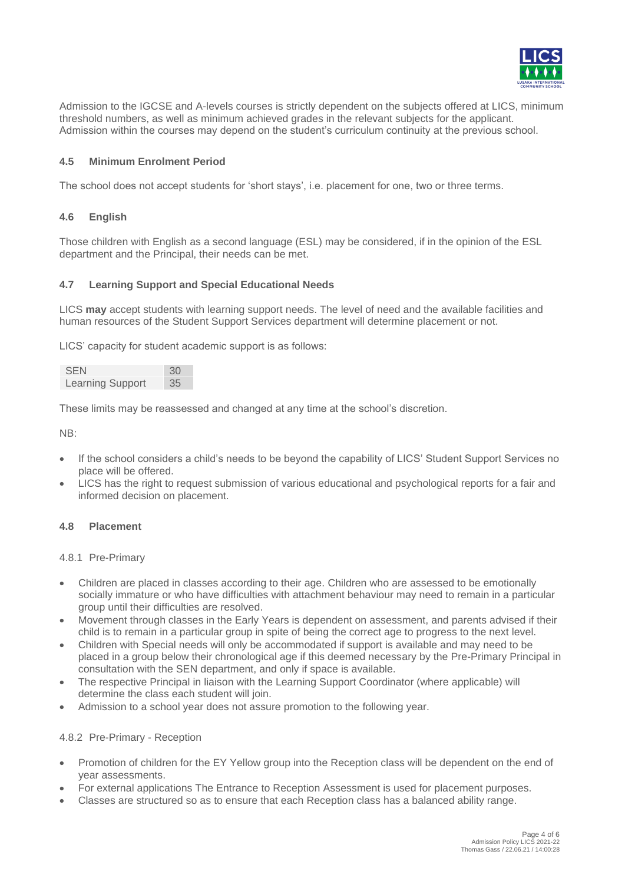Admission to the IGCSE and A-levels courses is strictly dependent on the subjects offered at LICS, minimum threshold numbers, as well as minimum achieved grades in the relevant subjects for the applicant. Admission within the courses may depend on the student's curriculum continuity at the previous school.

### 4.5 Minimum Enrolment Period

The school does not accept students for 'short stays', i.e. placement for one, two or three terms.

### 4.6 English

Those children with English as a second language (ESL) may be considered, if in the opinion of the ESL department and the Principal, their needs can be met.

### 4.7 Learning Support and Special Educational Needs

LICS **may** accept students with learning support needs. The level of need and the available facilities and human resources of the Student Support Services department will determine placement or not.

LICS' capacity for student academic support is as follows:

| | |
|---|---|
| SEN | 30 |
| Learning Support | 35 |

These limits may be reassessed and changed at any time at the school's discretion.

NB:

- If the school considers a child's needs to be beyond the capability of LICS' Student Support Services no place will be offered.
- LICS has the right to request submission of various educational and psychological reports for a fair and informed decision on placement.

### 4.8 Placement

#### 4.8.1 Pre-Primary

- Children are placed in classes according to their age. Children who are assessed to be emotionally socially immature or who have difficulties with attachment behaviour may need to remain in a particular group until their difficulties are resolved.
- Movement through classes in the Early Years is dependent on assessment, and parents advised if their child is to remain in a particular group in spite of being the correct age to progress to the next level.
- Children with Special needs will only be accommodated if support is available and may need to be placed in a group below their chronological age if this deemed necessary by the Pre-Primary Principal in consultation with the SEN department, and only if space is available.
- The respective Principal in liaison with the Learning Support Coordinator (where applicable) will determine the class each student will join.
- Admission to a school year does not assure promotion to the following year.

#### 4.8.2 Pre-Primary - Reception

- Promotion of children for the EY Yellow group into the Reception class will be dependent on the end of year assessments.
- For external applications The Entrance to Reception Assessment is used for placement purposes.
- Classes are structured so as to ensure that each Reception class has a balanced ability range.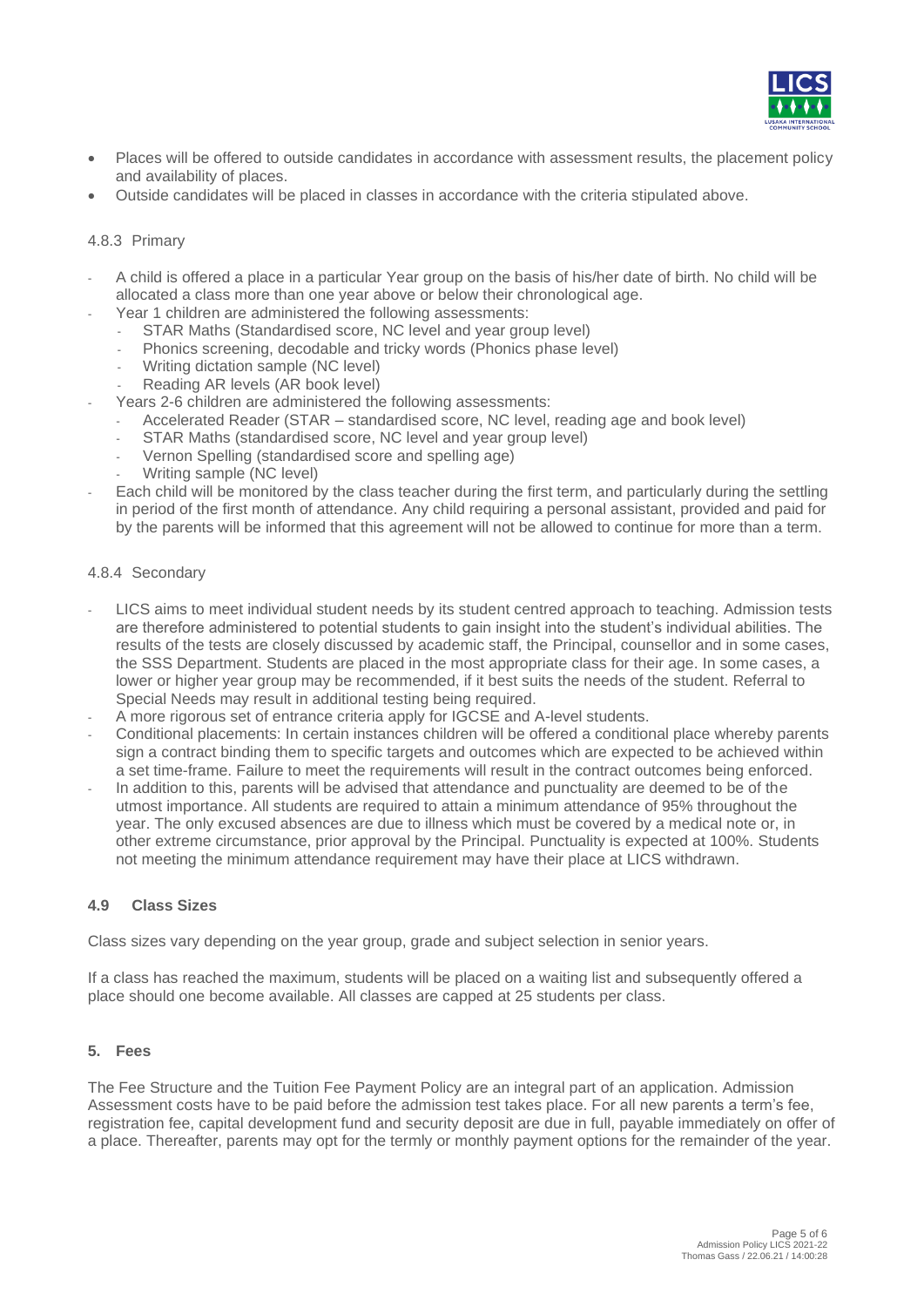- Places will be offered to outside candidates in accordance with assessment results, the placement policy and availability of places.
- Outside candidates will be placed in classes in accordance with the criteria stipulated above.

4.8.3 Primary

- A child is offered a place in a particular Year group on the basis of his/her date of birth. No child will be allocated a class more than one year above or below their chronological age.
- Year 1 children are administered the following assessments:
  - STAR Maths (Standardised score, NC level and year group level)
  - Phonics screening, decodable and tricky words (Phonics phase level)
  - Writing dictation sample (NC level)
  - Reading AR levels (AR book level)
- Years 2-6 children are administered the following assessments:
  - Accelerated Reader (STAR – standardised score, NC level, reading age and book level)
  - STAR Maths (standardised score, NC level and year group level)
  - Vernon Spelling (standardised score and spelling age)
  - Writing sample (NC level)
- Each child will be monitored by the class teacher during the first term, and particularly during the settling in period of the first month of attendance. Any child requiring a personal assistant, provided and paid for by the parents will be informed that this agreement will not be allowed to continue for more than a term.

4.8.4 Secondary

- LICS aims to meet individual student needs by its student centred approach to teaching. Admission tests are therefore administered to potential students to gain insight into the student's individual abilities. The results of the tests are closely discussed by academic staff, the Principal, counsellor and in some cases, the SSS Department. Students are placed in the most appropriate class for their age. In some cases, a lower or higher year group may be recommended, if it best suits the needs of the student. Referral to Special Needs may result in additional testing being required.
- A more rigorous set of entrance criteria apply for IGCSE and A-level students.
- Conditional placements: In certain instances children will be offered a conditional place whereby parents sign a contract binding them to specific targets and outcomes which are expected to be achieved within a set time-frame. Failure to meet the requirements will result in the contract outcomes being enforced.
- In addition to this, parents will be advised that attendance and punctuality are deemed to be of the utmost importance. All students are required to attain a minimum attendance of 95% throughout the year. The only excused absences are due to illness which must be covered by a medical note or, in other extreme circumstance, prior approval by the Principal. Punctuality is expected at 100%. Students not meeting the minimum attendance requirement may have their place at LICS withdrawn.

### 4.9 Class Sizes

Class sizes vary depending on the year group, grade and subject selection in senior years.

If a class has reached the maximum, students will be placed on a waiting list and subsequently offered a place should one become available. All classes are capped at 25 students per class.

## 5. Fees

The Fee Structure and the Tuition Fee Payment Policy are an integral part of an application. Admission Assessment costs have to be paid before the admission test takes place. For all new parents a term's fee, registration fee, capital development fund and security deposit are due in full, payable immediately on offer of a place. Thereafter, parents may opt for the termly or monthly payment options for the remainder of the year.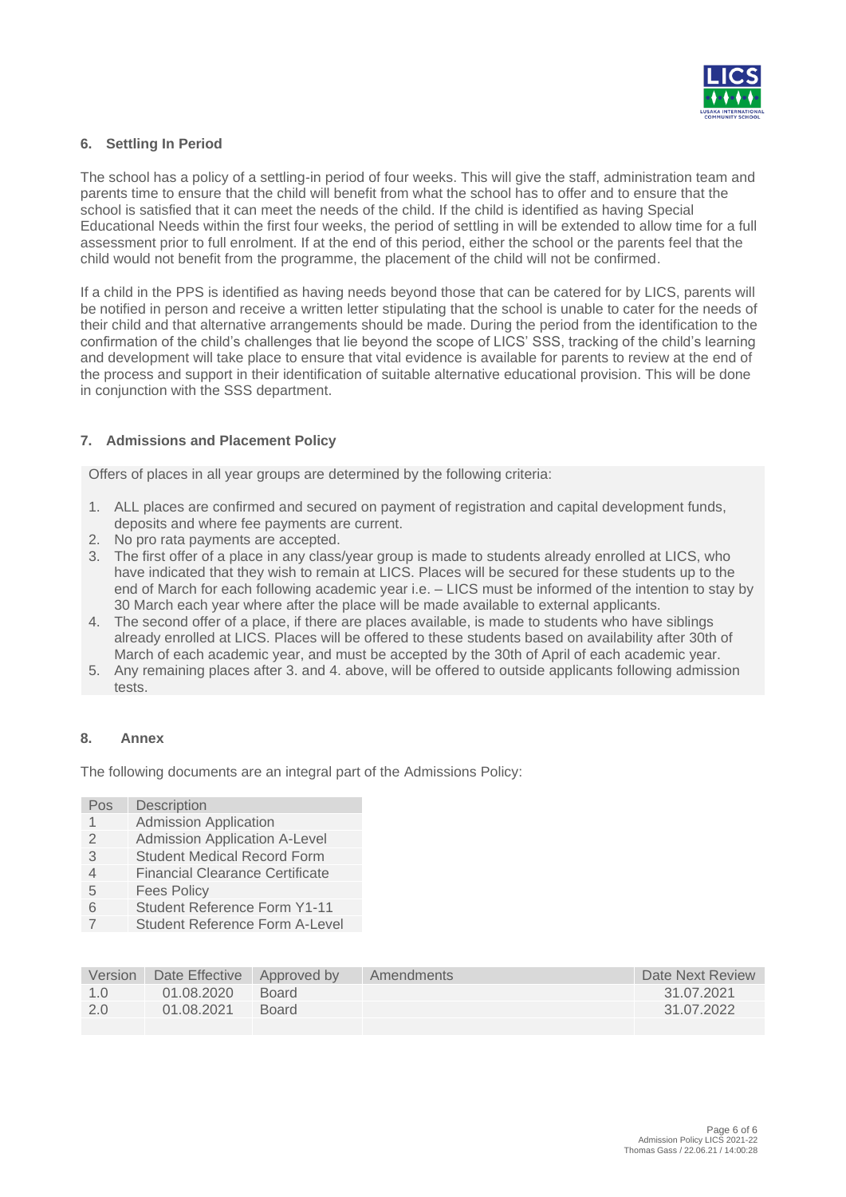## 6. Settling In Period

The school has a policy of a settling-in period of four weeks. This will give the staff, administration team and parents time to ensure that the child will benefit from what the school has to offer and to ensure that the school is satisfied that it can meet the needs of the child. If the child is identified as having Special Educational Needs within the first four weeks, the period of settling in will be extended to allow time for a full assessment prior to full enrolment. If at the end of this period, either the school or the parents feel that the child would not benefit from the programme, the placement of the child will not be confirmed.

If a child in the PPS is identified as having needs beyond those that can be catered for by LICS, parents will be notified in person and receive a written letter stipulating that the school is unable to cater for the needs of their child and that alternative arrangements should be made. During the period from the identification to the confirmation of the child's challenges that lie beyond the scope of LICS' SSS, tracking of the child's learning and development will take place to ensure that vital evidence is available for parents to review at the end of the process and support in their identification of suitable alternative educational provision. This will be done in conjunction with the SSS department.

## 7. Admissions and Placement Policy

Offers of places in all year groups are determined by the following criteria:

1. ALL places are confirmed and secured on payment of registration and capital development funds, deposits and where fee payments are current.
2. No pro rata payments are accepted.
3. The first offer of a place in any class/year group is made to students already enrolled at LICS, who have indicated that they wish to remain at LICS. Places will be secured for these students up to the end of March for each following academic year i.e. – LICS must be informed of the intention to stay by 30 March each year where after the place will be made available to external applicants.
4. The second offer of a place, if there are places available, is made to students who have siblings already enrolled at LICS. Places will be offered to these students based on availability after 30th of March of each academic year, and must be accepted by the 30th of April of each academic year.
5. Any remaining places after 3. and 4. above, will be offered to outside applicants following admission tests.

## 8. Annex

The following documents are an integral part of the Admissions Policy:

| Pos | Description |
|---|---|
| 1 | Admission Application |
| 2 | Admission Application A-Level |
| 3 | Student Medical Record Form |
| 4 | Financial Clearance Certificate |
| 5 | Fees Policy |
| 6 | Student Reference Form Y1-11 |
| 7 | Student Reference Form A-Level |

| Version | Date Effective | Approved by | Amendments | Date Next Review |
|---|---|---|---|---|
| 1.0 | 01.08.2020 | Board | | 31.07.2021 |
| 2.0 | 01.08.2021 | Board | | 31.07.2022 |
| | | | | |